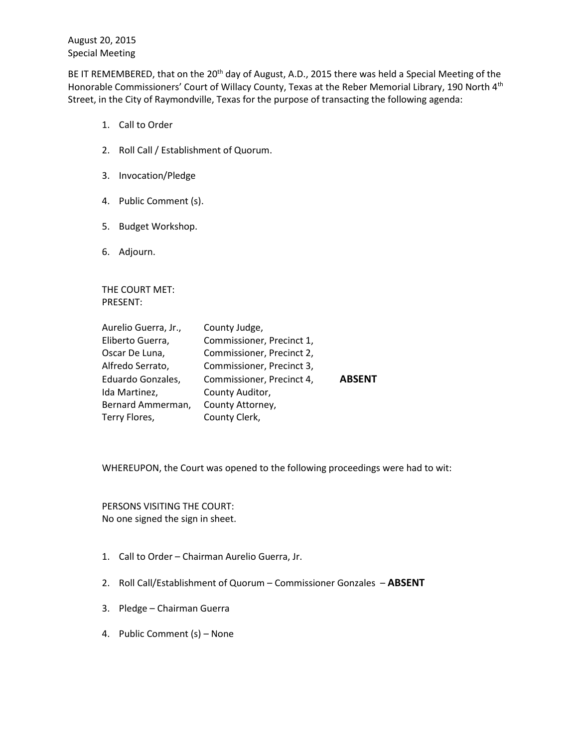August 20, 2015
Special Meeting

BE IT REMEMBERED, that on the 20th day of August, A.D., 2015 there was held a Special Meeting of the Honorable Commissioners' Court of Willacy County, Texas at the Reber Memorial Library, 190 North 4th Street, in the City of Raymondville, Texas for the purpose of transacting the following agenda:

1. Call to Order
2. Roll Call / Establishment of Quorum.
3. Invocation/Pledge
4. Public Comment (s).
5. Budget Workshop.
6. Adjourn.

THE COURT MET:
PRESENT:

| | | |
|---|---|---|
| Aurelio Guerra, Jr., | County Judge, | |
| Eliberto Guerra, | Commissioner, Precinct 1, | |
| Oscar De Luna, | Commissioner, Precinct 2, | |
| Alfredo Serrato, | Commissioner, Precinct 3, | |
| Eduardo Gonzales, | Commissioner, Precinct 4, | **ABSENT** |
| Ida Martinez, | County Auditor, | |
| Bernard Ammerman, | County Attorney, | |
| Terry Flores, | County Clerk, | |

WHEREUPON, the Court was opened to the following proceedings were had to wit:

PERSONS VISITING THE COURT:
No one signed the sign in sheet.

1. Call to Order – Chairman Aurelio Guerra, Jr.
2. Roll Call/Establishment of Quorum – Commissioner Gonzales – **ABSENT**
3. Pledge – Chairman Guerra
4. Public Comment (s) – None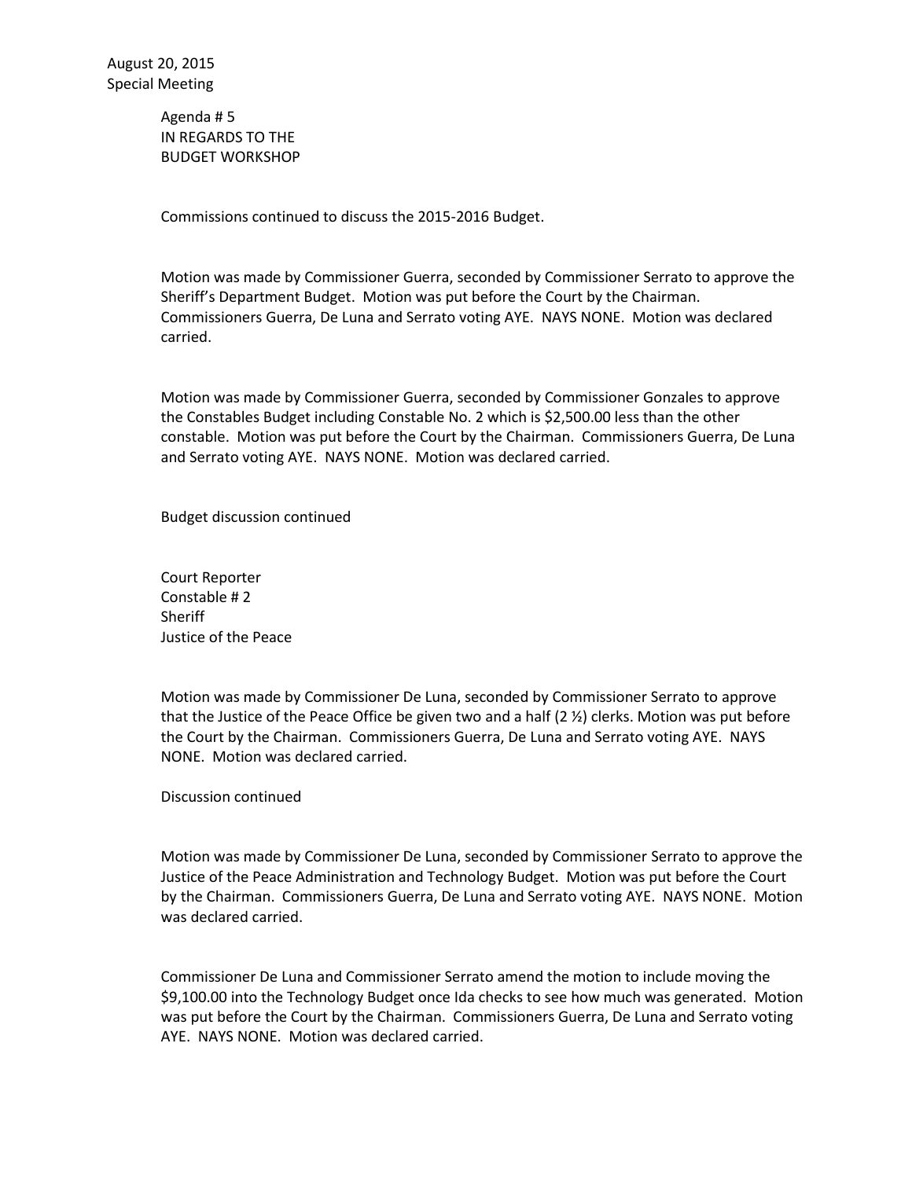August 20, 2015
Special Meeting

Agenda # 5
IN REGARDS TO THE
BUDGET WORKSHOP

Commissions continued to discuss the 2015-2016 Budget.

Motion was made by Commissioner Guerra, seconded by Commissioner Serrato to approve the Sheriff's Department Budget. Motion was put before the Court by the Chairman. Commissioners Guerra, De Luna and Serrato voting AYE. NAYS NONE. Motion was declared carried.

Motion was made by Commissioner Guerra, seconded by Commissioner Gonzales to approve the Constables Budget including Constable No. 2 which is $2,500.00 less than the other constable. Motion was put before the Court by the Chairman. Commissioners Guerra, De Luna and Serrato voting AYE. NAYS NONE. Motion was declared carried.

Budget discussion continued

Court Reporter
Constable # 2
Sheriff
Justice of the Peace

Motion was made by Commissioner De Luna, seconded by Commissioner Serrato to approve that the Justice of the Peace Office be given two and a half (2 ½) clerks. Motion was put before the Court by the Chairman. Commissioners Guerra, De Luna and Serrato voting AYE. NAYS NONE. Motion was declared carried.

Discussion continued

Motion was made by Commissioner De Luna, seconded by Commissioner Serrato to approve the Justice of the Peace Administration and Technology Budget. Motion was put before the Court by the Chairman. Commissioners Guerra, De Luna and Serrato voting AYE. NAYS NONE. Motion was declared carried.

Commissioner De Luna and Commissioner Serrato amend the motion to include moving the $9,100.00 into the Technology Budget once Ida checks to see how much was generated. Motion was put before the Court by the Chairman. Commissioners Guerra, De Luna and Serrato voting AYE. NAYS NONE. Motion was declared carried.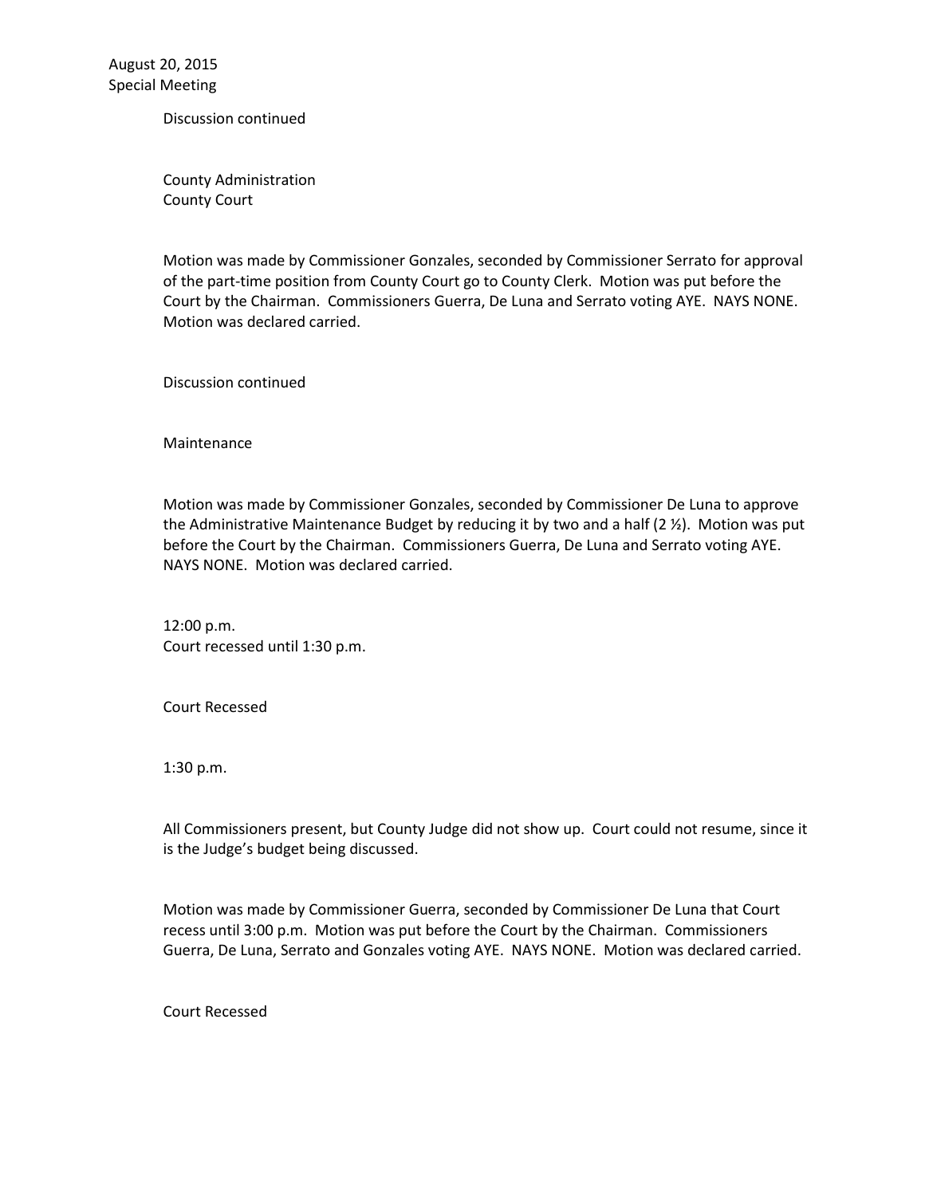August 20, 2015
Special Meeting

Discussion continued

County Administration
County Court

Motion was made by Commissioner Gonzales, seconded by Commissioner Serrato for approval of the part-time position from County Court go to County Clerk. Motion was put before the Court by the Chairman. Commissioners Guerra, De Luna and Serrato voting AYE. NAYS NONE. Motion was declared carried.

Discussion continued

Maintenance

Motion was made by Commissioner Gonzales, seconded by Commissioner De Luna to approve the Administrative Maintenance Budget by reducing it by two and a half (2 ½). Motion was put before the Court by the Chairman. Commissioners Guerra, De Luna and Serrato voting AYE. NAYS NONE. Motion was declared carried.

12:00 p.m.
Court recessed until 1:30 p.m.

Court Recessed

1:30 p.m.

All Commissioners present, but County Judge did not show up. Court could not resume, since it is the Judge's budget being discussed.

Motion was made by Commissioner Guerra, seconded by Commissioner De Luna that Court recess until 3:00 p.m. Motion was put before the Court by the Chairman. Commissioners Guerra, De Luna, Serrato and Gonzales voting AYE. NAYS NONE. Motion was declared carried.

Court Recessed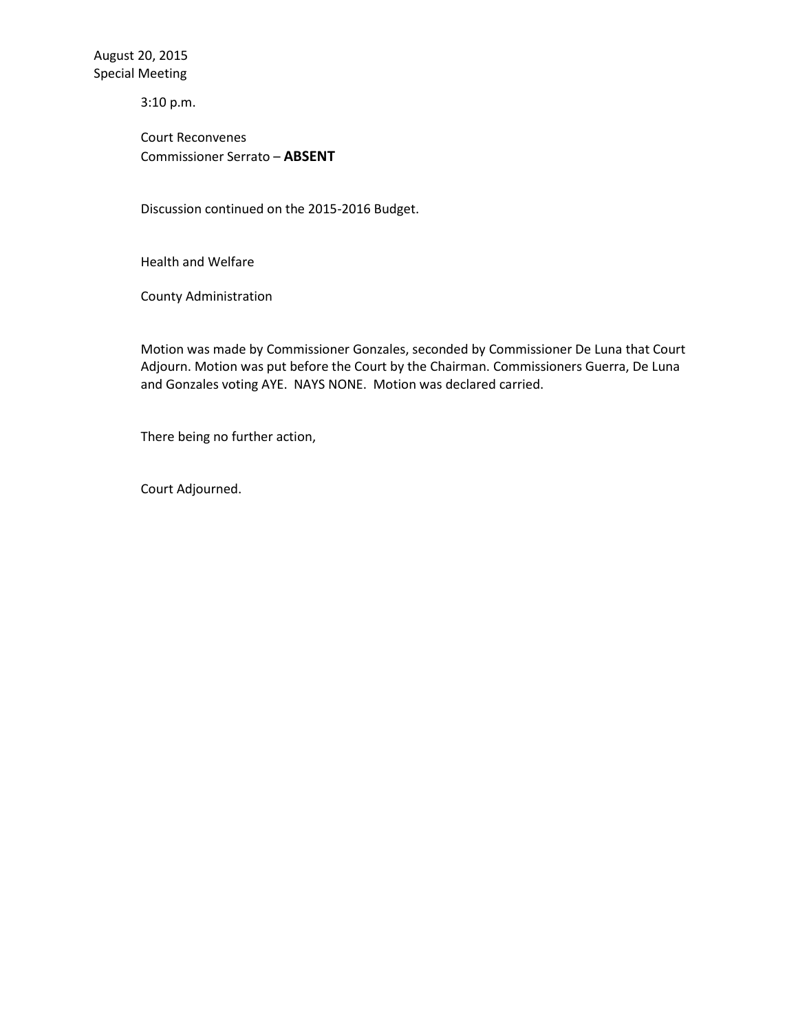August 20, 2015
Special Meeting

3:10 p.m.

Court Reconvenes
Commissioner Serrato – **ABSENT**

Discussion continued on the 2015-2016 Budget.

Health and Welfare

County Administration

Motion was made by Commissioner Gonzales, seconded by Commissioner De Luna that Court Adjourn. Motion was put before the Court by the Chairman. Commissioners Guerra, De Luna and Gonzales voting AYE. NAYS NONE. Motion was declared carried.

There being no further action,

Court Adjourned.